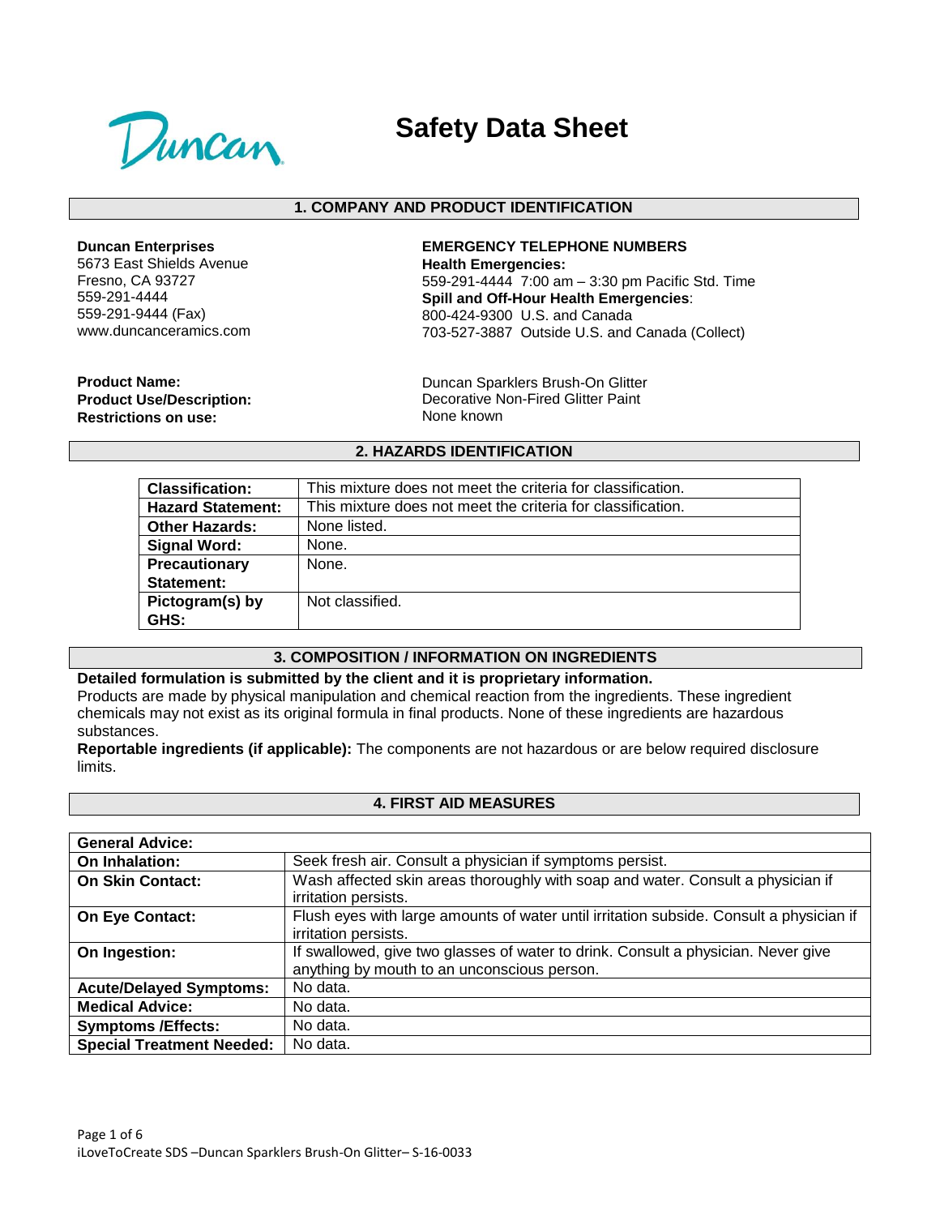Duncan

# Safety Data Sheet

## 1. COMPANY AND PRODUCT IDENTIFICATION

**Duncan Enterprises**
5673 East Shields Avenue
Fresno, CA 93727
559-291-4444
559-291-9444 (Fax)
www.duncanceramics.com

**EMERGENCY TELEPHONE NUMBERS**
**Health Emergencies:**
559-291-4444 7:00 am – 3:30 pm Pacific Std. Time
**Spill and Off-Hour Health Emergencies**:
800-424-9300 U.S. and Canada
703-527-3887 Outside U.S. and Canada (Collect)

**Product Name:** Duncan Sparklers Brush-On Glitter
**Product Use/Description:** Decorative Non-Fired Glitter Paint
**Restrictions on use:** None known

## 2. HAZARDS IDENTIFICATION

| | |
|---|---|
| **Classification:** | This mixture does not meet the criteria for classification. |
| **Hazard Statement:** | This mixture does not meet the criteria for classification. |
| **Other Hazards:** | None listed. |
| **Signal Word:** | None. |
| **Precautionary Statement:** | None. |
| **Pictogram(s) by GHS:** | Not classified. |

## 3. COMPOSITION / INFORMATION ON INGREDIENTS

**Detailed formulation is submitted by the client and it is proprietary information.**
Products are made by physical manipulation and chemical reaction from the ingredients. These ingredient chemicals may not exist as its original formula in final products. None of these ingredients are hazardous substances.
**Reportable ingredients (if applicable):** The components are not hazardous or are below required disclosure limits.

## 4. FIRST AID MEASURES

| **General Advice:** | |
|---|---|
| **On Inhalation:** | Seek fresh air. Consult a physician if symptoms persist. |
| **On Skin Contact:** | Wash affected skin areas thoroughly with soap and water. Consult a physician if irritation persists. |
| **On Eye Contact:** | Flush eyes with large amounts of water until irritation subside. Consult a physician if irritation persists. |
| **On Ingestion:** | If swallowed, give two glasses of water to drink. Consult a physician. Never give anything by mouth to an unconscious person. |
| **Acute/Delayed Symptoms:** | No data. |
| **Medical Advice:** | No data. |
| **Symptoms /Effects:** | No data. |
| **Special Treatment Needed:** | No data. |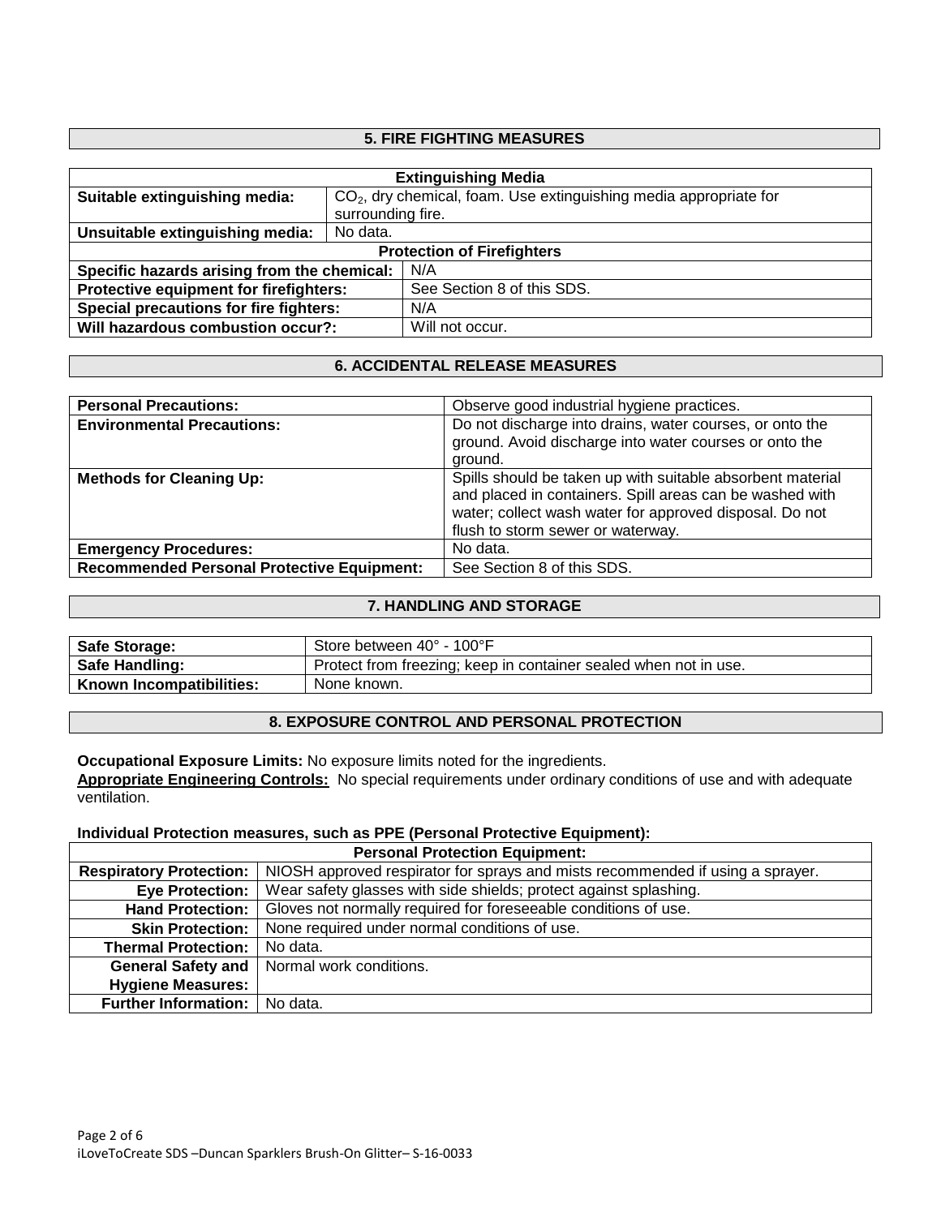## 5. FIRE FIGHTING MEASURES

| Extinguishing Media | |
|---|---|
| **Suitable extinguishing media:** | $CO_2$, dry chemical, foam. Use extinguishing media appropriate for surrounding fire. |
| **Unsuitable extinguishing media:** | No data. |
| **Protection of Firefighters** | |
| **Specific hazards arising from the chemical:** | N/A |
| **Protective equipment for firefighters:** | See Section 8 of this SDS. |
| **Special precautions for fire fighters:** | N/A |
| **Will hazardous combustion occur?:** | Will not occur. |

## 6. ACCIDENTAL RELEASE MEASURES

| | |
|---|---|
| **Personal Precautions:** | Observe good industrial hygiene practices. |
| **Environmental Precautions:** | Do not discharge into drains, water courses, or onto the ground. Avoid discharge into water courses or onto the ground. |
| **Methods for Cleaning Up:** | Spills should be taken up with suitable absorbent material and placed in containers. Spill areas can be washed with water; collect wash water for approved disposal. Do not flush to storm sewer or waterway. |
| **Emergency Procedures:** | No data. |
| **Recommended Personal Protective Equipment:** | See Section 8 of this SDS. |

## 7. HANDLING AND STORAGE

| | |
|---|---|
| **Safe Storage:** | Store between 40° - 100°F |
| **Safe Handling:** | Protect from freezing; keep in container sealed when not in use. |
| **Known Incompatibilities:** | None known. |

## 8. EXPOSURE CONTROL AND PERSONAL PROTECTION

**Occupational Exposure Limits:** No exposure limits noted for the ingredients.

**Appropriate Engineering Controls:** No special requirements under ordinary conditions of use and with adequate ventilation.

**Individual Protection measures, such as PPE (Personal Protective Equipment):**

| Personal Protection Equipment: | |
|---|---|
| **Respiratory Protection:** | NIOSH approved respirator for sprays and mists recommended if using a sprayer. |
| **Eye Protection:** | Wear safety glasses with side shields; protect against splashing. |
| **Hand Protection:** | Gloves not normally required for foreseeable conditions of use. |
| **Skin Protection:** | None required under normal conditions of use. |
| **Thermal Protection:** | No data. |
| **General Safety and Hygiene Measures:** | Normal work conditions. |
| **Further Information:** | No data. |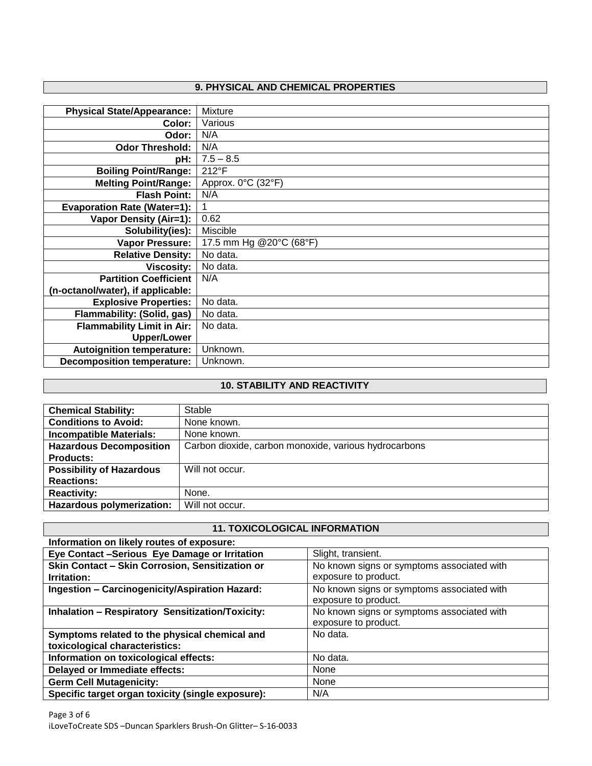## 9. PHYSICAL AND CHEMICAL PROPERTIES

| | |
|---|---|
| **Physical State/Appearance:** | Mixture |
| **Color:** | Various |
| **Odor:** | N/A |
| **Odor Threshold:** | N/A |
| **pH:** | 7.5 – 8.5 |
| **Boiling Point/Range:** | 212°F |
| **Melting Point/Range:** | Approx. 0°C (32°F) |
| **Flash Point:** | N/A |
| **Evaporation Rate (Water=1):** | 1 |
| **Vapor Density (Air=1):** | 0.62 |
| **Solubility(ies):** | Miscible |
| **Vapor Pressure:** | 17.5 mm Hg @20°C (68°F) |
| **Relative Density:** | No data. |
| **Viscosity:** | No data. |
| **Partition Coefficient (n-octanol/water), if applicable:** | N/A |
| **Explosive Properties:** | No data. |
| **Flammability: (Solid, gas)** | No data. |
| **Flammability Limit in Air: Upper/Lower** | No data. |
| **Autoignition temperature:** | Unknown. |
| **Decomposition temperature:** | Unknown. |

## 10. STABILITY AND REACTIVITY

| | |
|---|---|
| **Chemical Stability:** | Stable |
| **Conditions to Avoid:** | None known. |
| **Incompatible Materials:** | None known. |
| **Hazardous Decomposition Products:** | Carbon dioxide, carbon monoxide, various hydrocarbons |
| **Possibility of Hazardous Reactions:** | Will not occur. |
| **Reactivity:** | None. |
| **Hazardous polymerization:** | Will not occur. |

## 11. TOXICOLOGICAL INFORMATION

**Information on likely routes of exposure:**

| | |
|---|---|
| **Eye Contact –Serious Eye Damage or Irritation** | Slight, transient. |
| **Skin Contact – Skin Corrosion, Sensitization or Irritation:** | No known signs or symptoms associated with exposure to product. |
| **Ingestion – Carcinogenicity/Aspiration Hazard:** | No known signs or symptoms associated with exposure to product. |
| **Inhalation – Respiratory Sensitization/Toxicity:** | No known signs or symptoms associated with exposure to product. |
| **Symptoms related to the physical chemical and toxicological characteristics:** | No data. |
| **Information on toxicological effects:** | No data. |
| **Delayed or Immediate effects:** | None |
| **Germ Cell Mutagenicity:** | None |
| **Specific target organ toxicity (single exposure):** | N/A |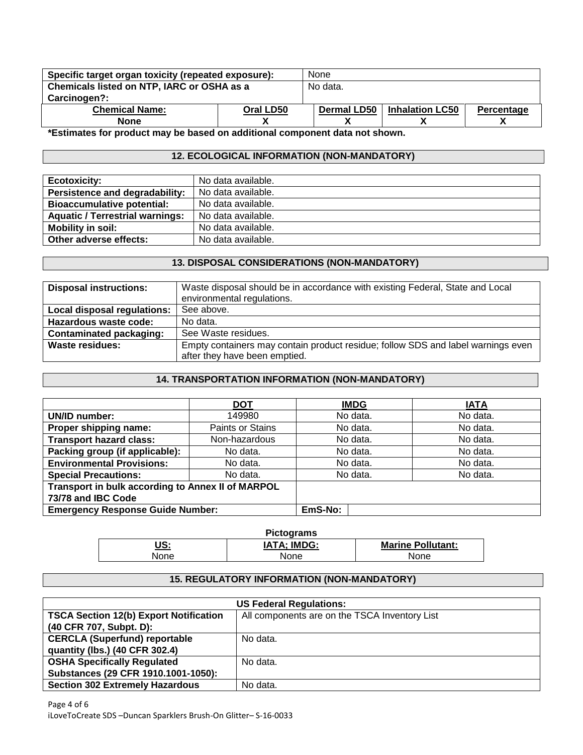| Specific target organ toxicity (repeated exposure): | None |
| --- | --- |
| Chemicals listed on NTP, IARC or OSHA as a Carcinogen?: | No data. |

| Chemical Name: | Oral LD50 | Dermal LD50 | Inhalation LC50 | Percentage |
| --- | --- | --- | --- | --- |
| None | X | X | X | X |

**\*Estimates for product may be based on additional component data not shown.**

## 12. ECOLOGICAL INFORMATION (NON-MANDATORY)

| | |
| --- | --- |
| **Ecotoxicity:** | No data available. |
| **Persistence and degradability:** | No data available. |
| **Bioaccumulative potential:** | No data available. |
| **Aquatic / Terrestrial warnings:** | No data available. |
| **Mobility in soil:** | No data available. |
| **Other adverse effects:** | No data available. |

## 13. DISPOSAL CONSIDERATIONS (NON-MANDATORY)

| | |
| --- | --- |
| **Disposal instructions:** | Waste disposal should be in accordance with existing Federal, State and Local environmental regulations. |
| **Local disposal regulations:** | See above. |
| **Hazardous waste code:** | No data. |
| **Contaminated packaging:** | See Waste residues. |
| **Waste residues:** | Empty containers may contain product residue; follow SDS and label warnings even after they have been emptied. |

## 14. TRANSPORTATION INFORMATION (NON-MANDATORY)

| | DOT | IMDG | IATA |
| --- | --- | --- | --- |
| **UN/ID number:** | 149980 | No data. | No data. |
| **Proper shipping name:** | Paints or Stains | No data. | No data. |
| **Transport hazard class:** | Non-hazardous | No data. | No data. |
| **Packing group (if applicable):** | No data. | No data. | No data. |
| **Environmental Provisions:** | No data. | No data. | No data. |
| **Special Precautions:** | No data. | No data. | No data. |
| **Transport in bulk according to Annex II of MARPOL 73/78 and IBC Code** | | | |
| **Emergency Response Guide Number:** | | EmS-No: | |

**Pictograms**

| US: | IATA; IMDG: | Marine Pollutant: |
| --- | --- | --- |
| None | None | None |

## 15. REGULATORY INFORMATION (NON-MANDATORY)

| US Federal Regulations: | |
| --- | --- |
| **TSCA Section 12(b) Export Notification (40 CFR 707, Subpt. D):** | All components are on the TSCA Inventory List |
| **CERCLA (Superfund) reportable quantity (lbs.) (40 CFR 302.4)** | No data. |
| **OSHA Specifically Regulated Substances (29 CFR 1910.1001-1050):** | No data. |
| **Section 302 Extremely Hazardous** | No data. |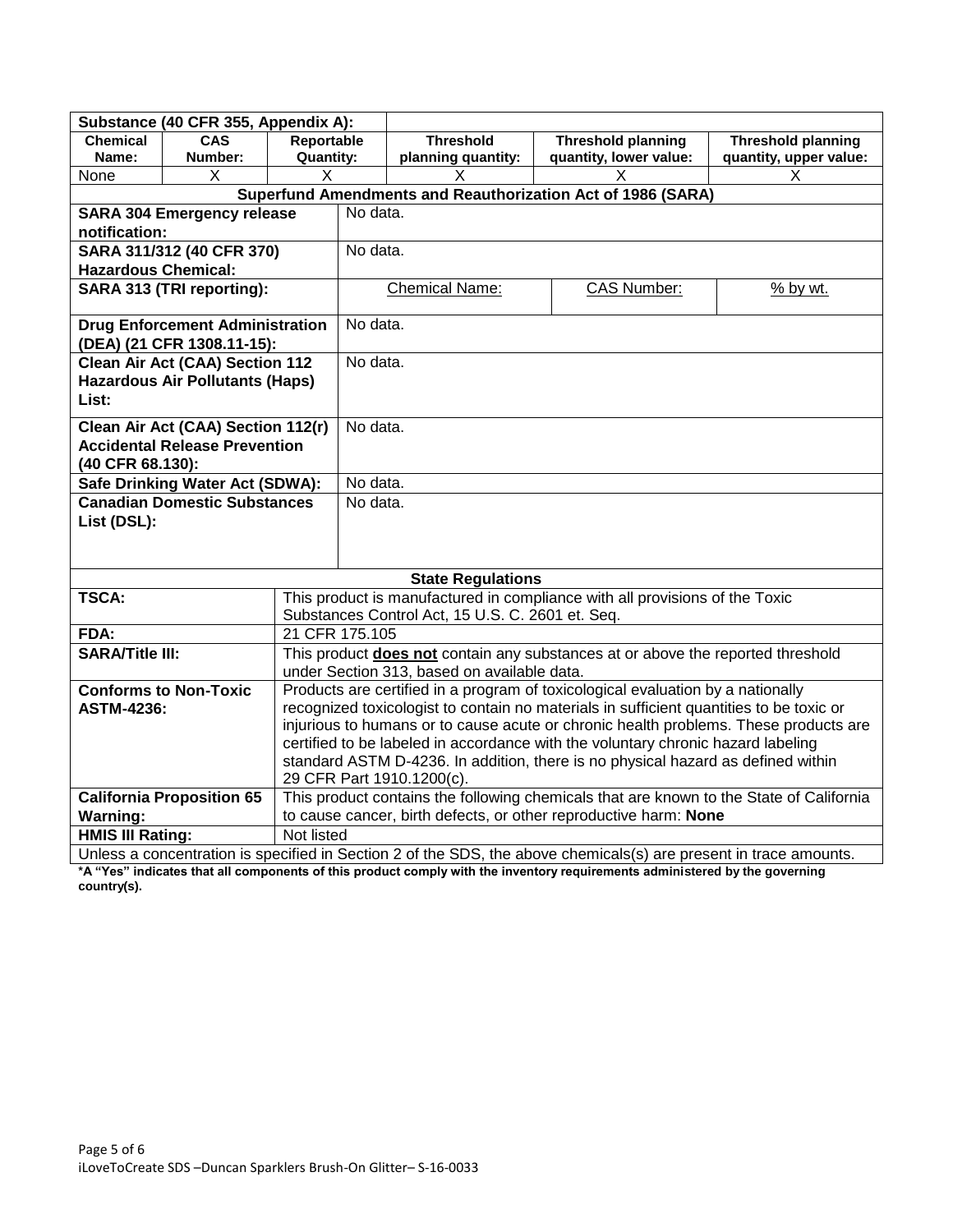| Substance (40 CFR 355, Appendix A): | | | | | |
|---|---|---|---|---|---|
| **Chemical Name:** | **CAS Number:** | **Reportable Quantity:** | **Threshold planning quantity:** | **Threshold planning quantity, lower value:** | **Threshold planning quantity, upper value:** |
| None | X | X | X | X | X |

## Superfund Amendments and Reauthorization Act of 1986 (SARA)

| | | | |
|---|---|---|---|
| **SARA 304 Emergency release notification:** | No data. | | |
| **SARA 311/312 (40 CFR 370) Hazardous Chemical:** | No data. | | |
| **SARA 313 (TRI reporting):** | Chemical Name: | CAS Number: | % by wt. |
| **Drug Enforcement Administration (DEA) (21 CFR 1308.11-15):** | No data. | | |
| **Clean Air Act (CAA) Section 112 Hazardous Air Pollutants (Haps) List:** | No data. | | |
| **Clean Air Act (CAA) Section 112(r) Accidental Release Prevention (40 CFR 68.130):** | No data. | | |
| **Safe Drinking Water Act (SDWA):** | No data. | | |
| **Canadian Domestic Substances List (DSL):** | No data. | | |

## State Regulations

| | |
|---|---|
| **TSCA:** | This product is manufactured in compliance with all provisions of the Toxic Substances Control Act, 15 U.S. C. 2601 et. Seq. |
| **FDA:** | 21 CFR 175.105 |
| **SARA/Title III:** | This product **does not** contain any substances at or above the reported threshold under Section 313, based on available data. |
| **Conforms to Non-Toxic ASTM-4236:** | Products are certified in a program of toxicological evaluation by a nationally recognized toxicologist to contain no materials in sufficient quantities to be toxic or injurious to humans or to cause acute or chronic health problems. These products are certified to be labeled in accordance with the voluntary chronic hazard labeling standard ASTM D-4236. In addition, there is no physical hazard as defined within 29 CFR Part 1910.1200(c). |
| **California Proposition 65 Warning:** | This product contains the following chemicals that are known to the State of California to cause cancer, birth defects, or other reproductive harm: **None** |
| **HMIS III Rating:** | Not listed |

Unless a concentration is specified in Section 2 of the SDS, the above chemicals(s) are present in trace amounts.

**\*A "Yes" indicates that all components of this product comply with the inventory requirements administered by the governing country(s).**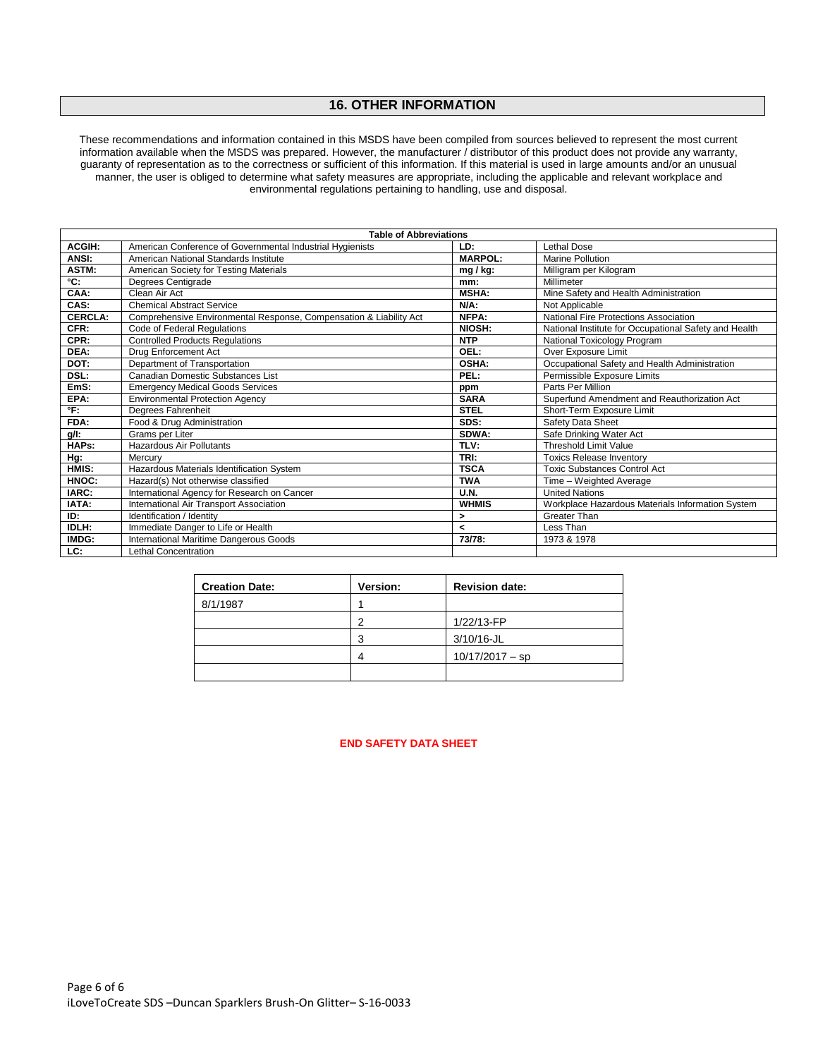## 16. OTHER INFORMATION

These recommendations and information contained in this MSDS have been compiled from sources believed to represent the most current information available when the MSDS was prepared. However, the manufacturer / distributor of this product does not provide any warranty, guaranty of representation as to the correctness or sufficient of this information. If this material is used in large amounts and/or an unusual manner, the user is obliged to determine what safety measures are appropriate, including the applicable and relevant workplace and environmental regulations pertaining to handling, use and disposal.

| Table of Abbreviations | | | |
|---|---|---|---|
| **ACGIH:** | American Conference of Governmental Industrial Hygienists | **LD:** | Lethal Dose |
| **ANSI:** | American National Standards Institute | **MARPOL:** | Marine Pollution |
| **ASTM:** | American Society for Testing Materials | **mg / kg:** | Milligram per Kilogram |
| **°C:** | Degrees Centigrade | **mm:** | Millimeter |
| **CAA:** | Clean Air Act | **MSHA:** | Mine Safety and Health Administration |
| **CAS:** | Chemical Abstract Service | **N/A:** | Not Applicable |
| **CERCLA:** | Comprehensive Environmental Response, Compensation & Liability Act | **NFPA:** | National Fire Protections Association |
| **CFR:** | Code of Federal Regulations | **NIOSH:** | National Institute for Occupational Safety and Health |
| **CPR:** | Controlled Products Regulations | **NTP** | National Toxicology Program |
| **DEA:** | Drug Enforcement Act | **OEL:** | Over Exposure Limit |
| **DOT:** | Department of Transportation | **OSHA:** | Occupational Safety and Health Administration |
| **DSL:** | Canadian Domestic Substances List | **PEL:** | Permissible Exposure Limits |
| **EmS:** | Emergency Medical Goods Services | **ppm** | Parts Per Million |
| **EPA:** | Environmental Protection Agency | **SARA** | Superfund Amendment and Reauthorization Act |
| **°F:** | Degrees Fahrenheit | **STEL** | Short-Term Exposure Limit |
| **FDA:** | Food & Drug Administration | **SDS:** | Safety Data Sheet |
| **g/l:** | Grams per Liter | **SDWA:** | Safe Drinking Water Act |
| **HAPs:** | Hazardous Air Pollutants | **TLV:** | Threshold Limit Value |
| **Hg:** | Mercury | **TRI:** | Toxics Release Inventory |
| **HMIS:** | Hazardous Materials Identification System | **TSCA** | Toxic Substances Control Act |
| **HNOC:** | Hazard(s) Not otherwise classified | **TWA** | Time – Weighted Average |
| **IARC:** | International Agency for Research on Cancer | **U.N.** | United Nations |
| **IATA:** | International Air Transport Association | **WHMIS** | Workplace Hazardous Materials Information System |
| **ID:** | Identification / Identity | **>** | Greater Than |
| **IDLH:** | Immediate Danger to Life or Health | **<** | Less Than |
| **IMDG:** | International Maritime Dangerous Goods | **73/78:** | 1973 & 1978 |
| **LC:** | Lethal Concentration | | |

| Creation Date: | Version: | Revision date: |
|---|---|---|
| 8/1/1987 | 1 | |
| | 2 | 1/22/13-FP |
| | 3 | 3/10/16-JL |
| | 4 | 10/17/2017 – sp |
| | | |

**END SAFETY DATA SHEET**